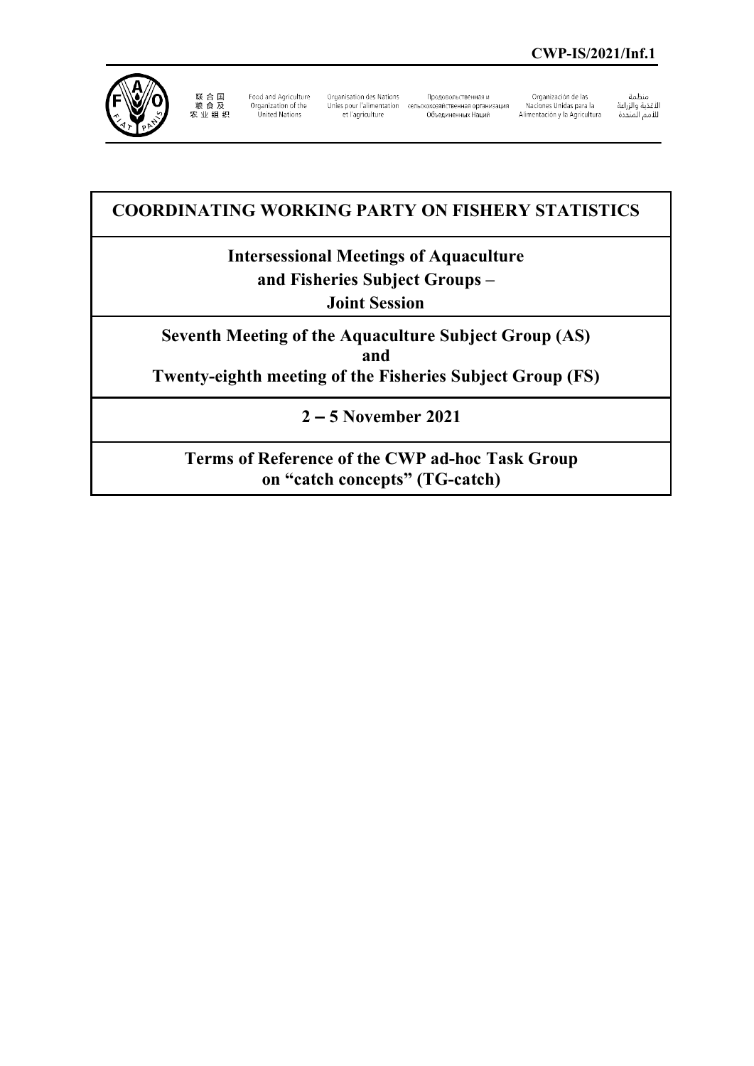**CWP-IS/2021/Inf.1**

联合国粮食及农业组织 | Food and Agriculture Organization of the United Nations | Organisation des Nations Unies pour l'alimentation et l'agriculture | Продовольственная и сельскохозяйственная организация Объединенных Наций | Organización de las Naciones Unidas para la Alimentación y la Agricultura | منظمة الأغذية والزراعة للأمم المتحدة

# COORDINATING WORKING PARTY ON FISHERY STATISTICS

## Intersessional Meetings of Aquaculture and Fisheries Subject Groups – Joint Session

## Seventh Meeting of the Aquaculture Subject Group (AS) and Twenty-eighth meeting of the Fisheries Subject Group (FS)

## 2 – 5 November 2021

## Terms of Reference of the CWP ad-hoc Task Group on "catch concepts" (TG-catch)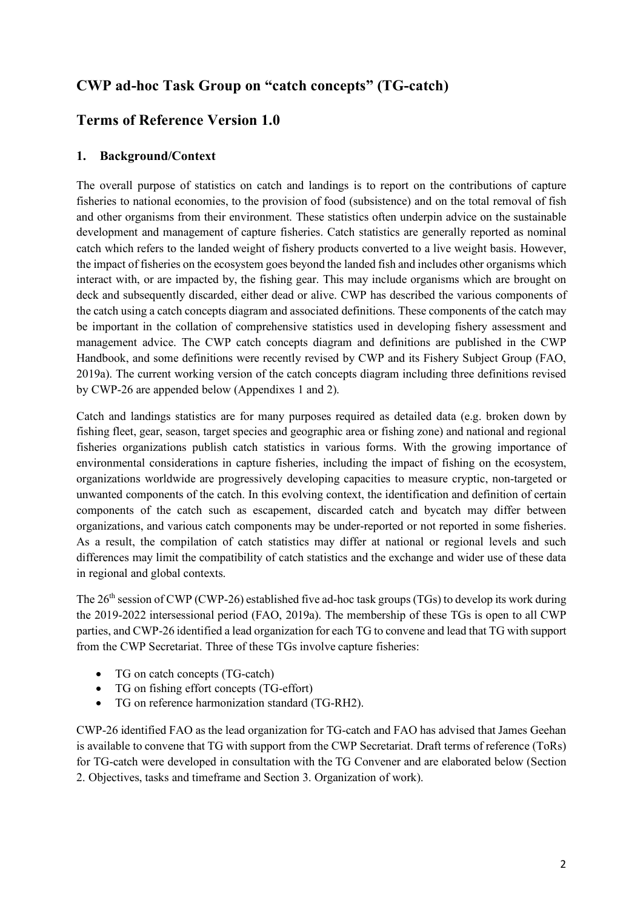# CWP ad-hoc Task Group on "catch concepts" (TG-catch)

# Terms of Reference Version 1.0

## 1. Background/Context

The overall purpose of statistics on catch and landings is to report on the contributions of capture fisheries to national economies, to the provision of food (subsistence) and on the total removal of fish and other organisms from their environment. These statistics often underpin advice on the sustainable development and management of capture fisheries. Catch statistics are generally reported as nominal catch which refers to the landed weight of fishery products converted to a live weight basis. However, the impact of fisheries on the ecosystem goes beyond the landed fish and includes other organisms which interact with, or are impacted by, the fishing gear. This may include organisms which are brought on deck and subsequently discarded, either dead or alive. CWP has described the various components of the catch using a catch concepts diagram and associated definitions. These components of the catch may be important in the collation of comprehensive statistics used in developing fishery assessment and management advice. The CWP catch concepts diagram and definitions are published in the CWP Handbook, and some definitions were recently revised by CWP and its Fishery Subject Group (FAO, 2019a). The current working version of the catch concepts diagram including three definitions revised by CWP-26 are appended below (Appendixes 1 and 2).

Catch and landings statistics are for many purposes required as detailed data (e.g. broken down by fishing fleet, gear, season, target species and geographic area or fishing zone) and national and regional fisheries organizations publish catch statistics in various forms. With the growing importance of environmental considerations in capture fisheries, including the impact of fishing on the ecosystem, organizations worldwide are progressively developing capacities to measure cryptic, non-targeted or unwanted components of the catch. In this evolving context, the identification and definition of certain components of the catch such as escapement, discarded catch and bycatch may differ between organizations, and various catch components may be under-reported or not reported in some fisheries. As a result, the compilation of catch statistics may differ at national or regional levels and such differences may limit the compatibility of catch statistics and the exchange and wider use of these data in regional and global contexts.

The 26th session of CWP (CWP-26) established five ad-hoc task groups (TGs) to develop its work during the 2019-2022 intersessional period (FAO, 2019a). The membership of these TGs is open to all CWP parties, and CWP-26 identified a lead organization for each TG to convene and lead that TG with support from the CWP Secretariat. Three of these TGs involve capture fisheries:

- TG on catch concepts (TG-catch)
- TG on fishing effort concepts (TG-effort)
- TG on reference harmonization standard (TG-RH2).

CWP-26 identified FAO as the lead organization for TG-catch and FAO has advised that James Geehan is available to convene that TG with support from the CWP Secretariat. Draft terms of reference (ToRs) for TG-catch were developed in consultation with the TG Convener and are elaborated below (Section 2. Objectives, tasks and timeframe and Section 3. Organization of work).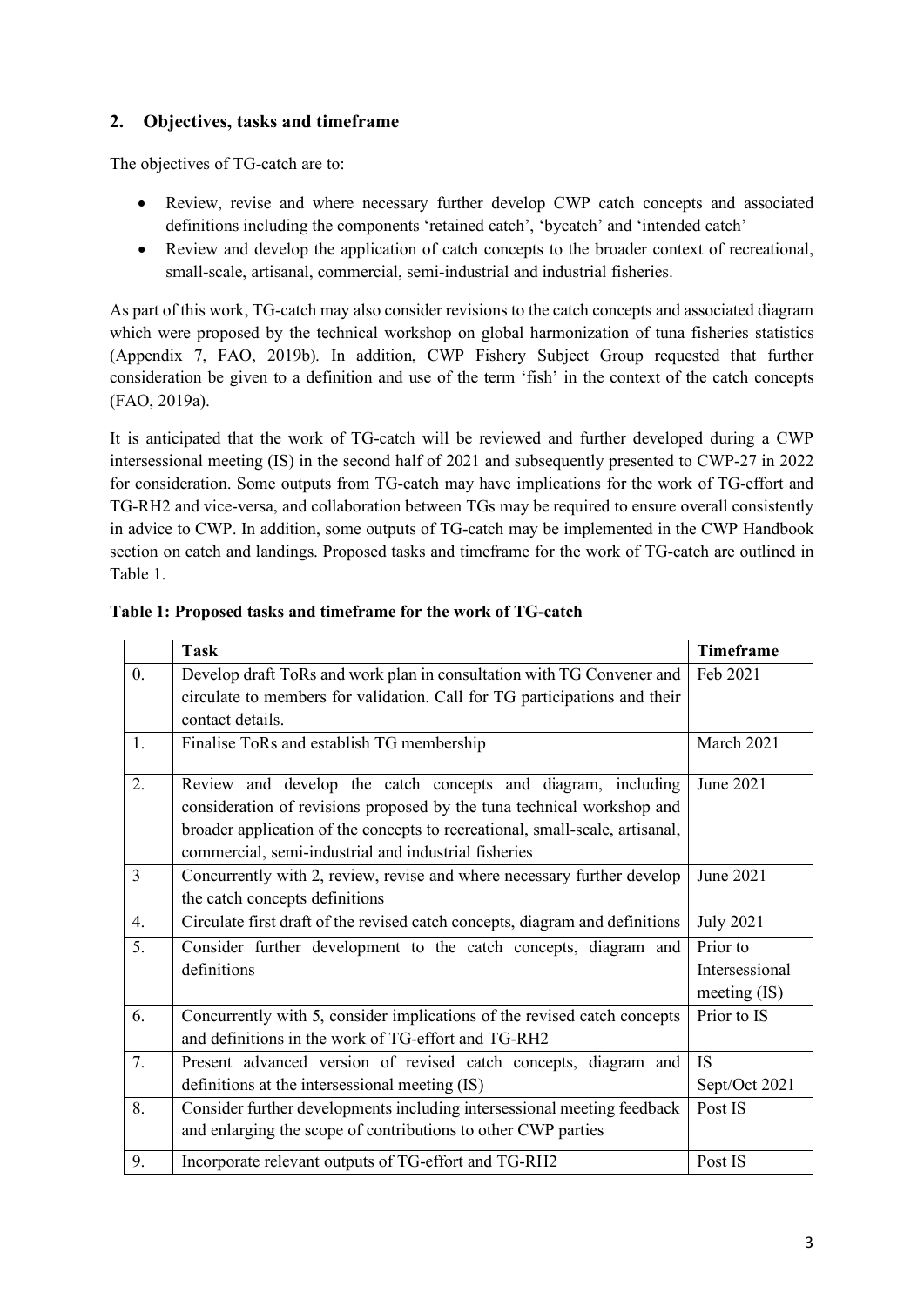## 2. Objectives, tasks and timeframe

The objectives of TG-catch are to:

- Review, revise and where necessary further develop CWP catch concepts and associated definitions including the components 'retained catch', 'bycatch' and 'intended catch'
- Review and develop the application of catch concepts to the broader context of recreational, small-scale, artisanal, commercial, semi-industrial and industrial fisheries.

As part of this work, TG-catch may also consider revisions to the catch concepts and associated diagram which were proposed by the technical workshop on global harmonization of tuna fisheries statistics (Appendix 7, FAO, 2019b). In addition, CWP Fishery Subject Group requested that further consideration be given to a definition and use of the term 'fish' in the context of the catch concepts (FAO, 2019a).

It is anticipated that the work of TG-catch will be reviewed and further developed during a CWP intersessional meeting (IS) in the second half of 2021 and subsequently presented to CWP-27 in 2022 for consideration. Some outputs from TG-catch may have implications for the work of TG-effort and TG-RH2 and vice-versa, and collaboration between TGs may be required to ensure overall consistently in advice to CWP. In addition, some outputs of TG-catch may be implemented in the CWP Handbook section on catch and landings. Proposed tasks and timeframe for the work of TG-catch are outlined in Table 1.

**Table 1: Proposed tasks and timeframe for the work of TG-catch**

| | Task | Timeframe |
|---|---|---|
| 0. | Develop draft ToRs and work plan in consultation with TG Convener and circulate to members for validation. Call for TG participations and their contact details. | Feb 2021 |
| 1. | Finalise ToRs and establish TG membership | March 2021 |
| 2. | Review and develop the catch concepts and diagram, including consideration of revisions proposed by the tuna technical workshop and broader application of the concepts to recreational, small-scale, artisanal, commercial, semi-industrial and industrial fisheries | June 2021 |
| 3 | Concurrently with 2, review, revise and where necessary further develop the catch concepts definitions | June 2021 |
| 4. | Circulate first draft of the revised catch concepts, diagram and definitions | July 2021 |
| 5. | Consider further development to the catch concepts, diagram and definitions | Prior to Intersessional meeting (IS) |
| 6. | Concurrently with 5, consider implications of the revised catch concepts and definitions in the work of TG-effort and TG-RH2 | Prior to IS |
| 7. | Present advanced version of revised catch concepts, diagram and definitions at the intersessional meeting (IS) | IS Sept/Oct 2021 |
| 8. | Consider further developments including intersessional meeting feedback and enlarging the scope of contributions to other CWP parties | Post IS |
| 9. | Incorporate relevant outputs of TG-effort and TG-RH2 | Post IS |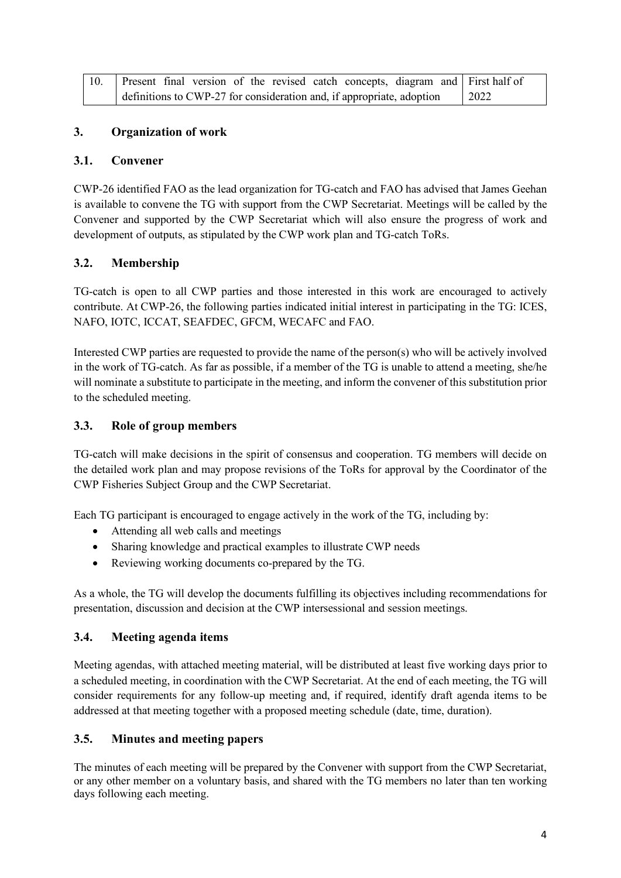| 10. | Present final version of the revised catch concepts, diagram and definitions to CWP-27 for consideration and, if appropriate, adoption | First half of 2022 |
|---|---|---|

## 3. Organization of work

### 3.1. Convener

CWP-26 identified FAO as the lead organization for TG-catch and FAO has advised that James Geehan is available to convene the TG with support from the CWP Secretariat. Meetings will be called by the Convener and supported by the CWP Secretariat which will also ensure the progress of work and development of outputs, as stipulated by the CWP work plan and TG-catch ToRs.

### 3.2. Membership

TG-catch is open to all CWP parties and those interested in this work are encouraged to actively contribute. At CWP-26, the following parties indicated initial interest in participating in the TG: ICES, NAFO, IOTC, ICCAT, SEAFDEC, GFCM, WECAFC and FAO.

Interested CWP parties are requested to provide the name of the person(s) who will be actively involved in the work of TG-catch. As far as possible, if a member of the TG is unable to attend a meeting, she/he will nominate a substitute to participate in the meeting, and inform the convener of this substitution prior to the scheduled meeting.

### 3.3. Role of group members

TG-catch will make decisions in the spirit of consensus and cooperation. TG members will decide on the detailed work plan and may propose revisions of the ToRs for approval by the Coordinator of the CWP Fisheries Subject Group and the CWP Secretariat.

Each TG participant is encouraged to engage actively in the work of the TG, including by:

- Attending all web calls and meetings
- Sharing knowledge and practical examples to illustrate CWP needs
- Reviewing working documents co-prepared by the TG.

As a whole, the TG will develop the documents fulfilling its objectives including recommendations for presentation, discussion and decision at the CWP intersessional and session meetings.

### 3.4. Meeting agenda items

Meeting agendas, with attached meeting material, will be distributed at least five working days prior to a scheduled meeting, in coordination with the CWP Secretariat. At the end of each meeting, the TG will consider requirements for any follow-up meeting and, if required, identify draft agenda items to be addressed at that meeting together with a proposed meeting schedule (date, time, duration).

### 3.5. Minutes and meeting papers

The minutes of each meeting will be prepared by the Convener with support from the CWP Secretariat, or any other member on a voluntary basis, and shared with the TG members no later than ten working days following each meeting.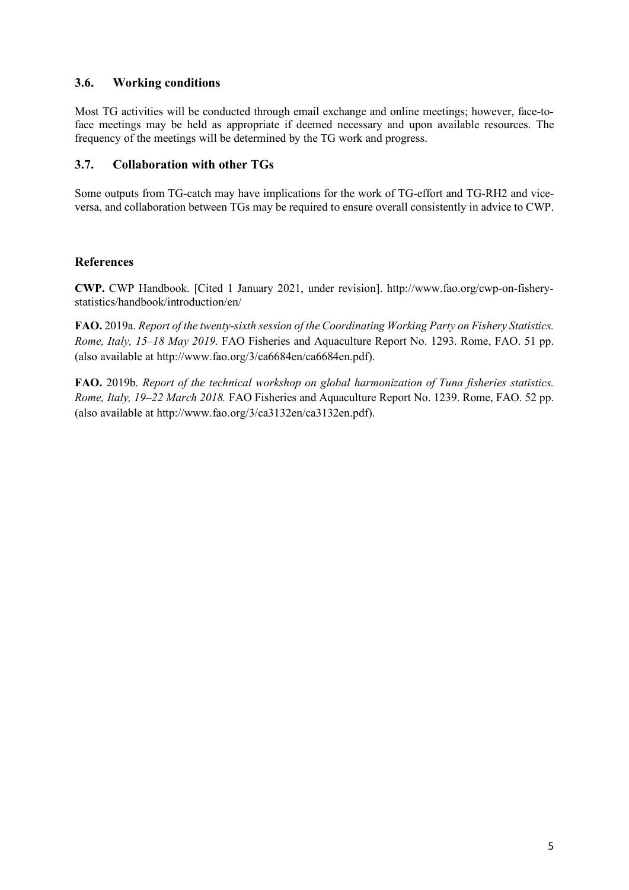### 3.6. Working conditions

Most TG activities will be conducted through email exchange and online meetings; however, face-to-face meetings may be held as appropriate if deemed necessary and upon available resources. The frequency of the meetings will be determined by the TG work and progress.

### 3.7. Collaboration with other TGs

Some outputs from TG-catch may have implications for the work of TG-effort and TG-RH2 and vice-versa, and collaboration between TGs may be required to ensure overall consistently in advice to CWP.

## References

**CWP.** CWP Handbook. [Cited 1 January 2021, under revision]. http://www.fao.org/cwp-on-fishery-statistics/handbook/introduction/en/

**FAO.** 2019a. *Report of the twenty-sixth session of the Coordinating Working Party on Fishery Statistics. Rome, Italy, 15–18 May 2019.* FAO Fisheries and Aquaculture Report No. 1293. Rome, FAO. 51 pp. (also available at http://www.fao.org/3/ca6684en/ca6684en.pdf).

**FAO.** 2019b. *Report of the technical workshop on global harmonization of Tuna fisheries statistics. Rome, Italy, 19–22 March 2018.* FAO Fisheries and Aquaculture Report No. 1239. Rome, FAO. 52 pp. (also available at http://www.fao.org/3/ca3132en/ca3132en.pdf).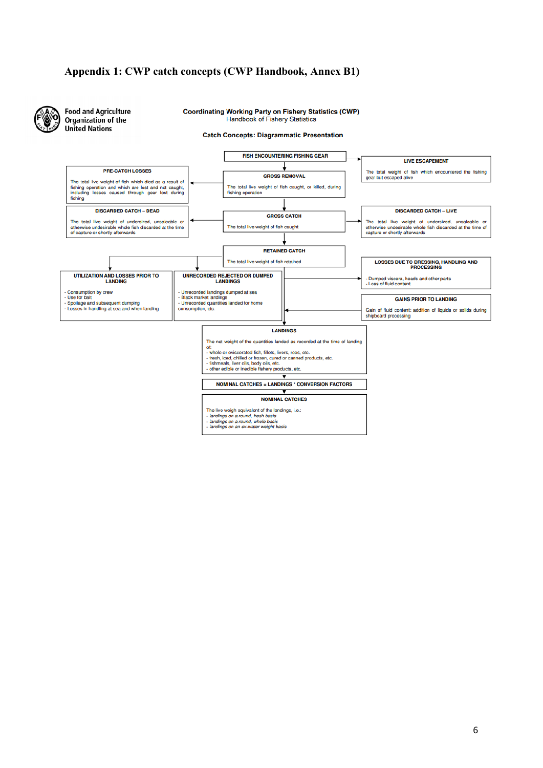# Appendix 1: CWP catch concepts (CWP Handbook, Annex B1)

Food and Agriculture Organization of the United Nations

**Coordinating Working Party on Fishery Statistics (CWP)**
Handbook of Fishery Statistics

**Catch Concepts: Diagrammatic Presentation**

**FISH ENCOUNTERING FISHING GEAR**

**LIVE ESCAPEMENT**
The total weight of fish which encountered the fishing gear but escaped alive

**PRE-CATCH LOSSES**
The total live weight of fish which died as a result of fishing operation and which are lost and not caught, including losses caused through gear lost during fishing

**GROSS REMOVAL**
The total live weight of fish caught, or killed, during fishing operation

**DISCARDED CATCH – DEAD**
The total live weight of undersized, unsaleable or otherwise undesirable whole fish discarded at the time of capture or shortly afterwards

**GROSS CATCH**
The total live weight of fish caught

**DISCARDED CATCH – LIVE**
The total live weight of undersized, unsaleable or otherwise undesirable whole fish discarded at the time of capture or shortly afterwards

**RETAINED CATCH**
The total live weight of fish retained

**LOSSES DUE TO DRESSING, HANDLING AND PROCESSING**
- Dumped viscera, heads and other parts
- Loss of fluid content

**UTILIZATION AND LOSSES PRIOR TO LANDING**
- Consumption by crew
- Use for bait
- Spoilage and subsequent dumping
- Losses in handling at sea and when landing

**UNRECORDED REJECTED OR DUMPED LANDINGS**
- Unrecorded landings dumped at sea
- Black market landings
- Unrecorded quantities landed for home consumption, etc.

**GAINS PRIOR TO LANDING**
Gain of fluid content: addition of liquids or solids during shipboard processing

**LANDINGS**
The net weight of the quantities landed as recorded at the time of landing of:
- whole or eviscerated fish, fillets, livers, roes, etc.
- fresh, iced, chilled or frozen, cured or canned products, etc.
- fishmeals, liver oils, body oils, etc.
- other edible or inedible fishery products, etc.

**NOMINAL CATCHES = LANDINGS * CONVERSION FACTORS**

**NOMINAL CATCHES**
The live weigh equivalent of the landings, i.e.:
- *landings on a round, fresh basis*
- *landings on a round, whole basis*
- *landings on an ex-water weight basis*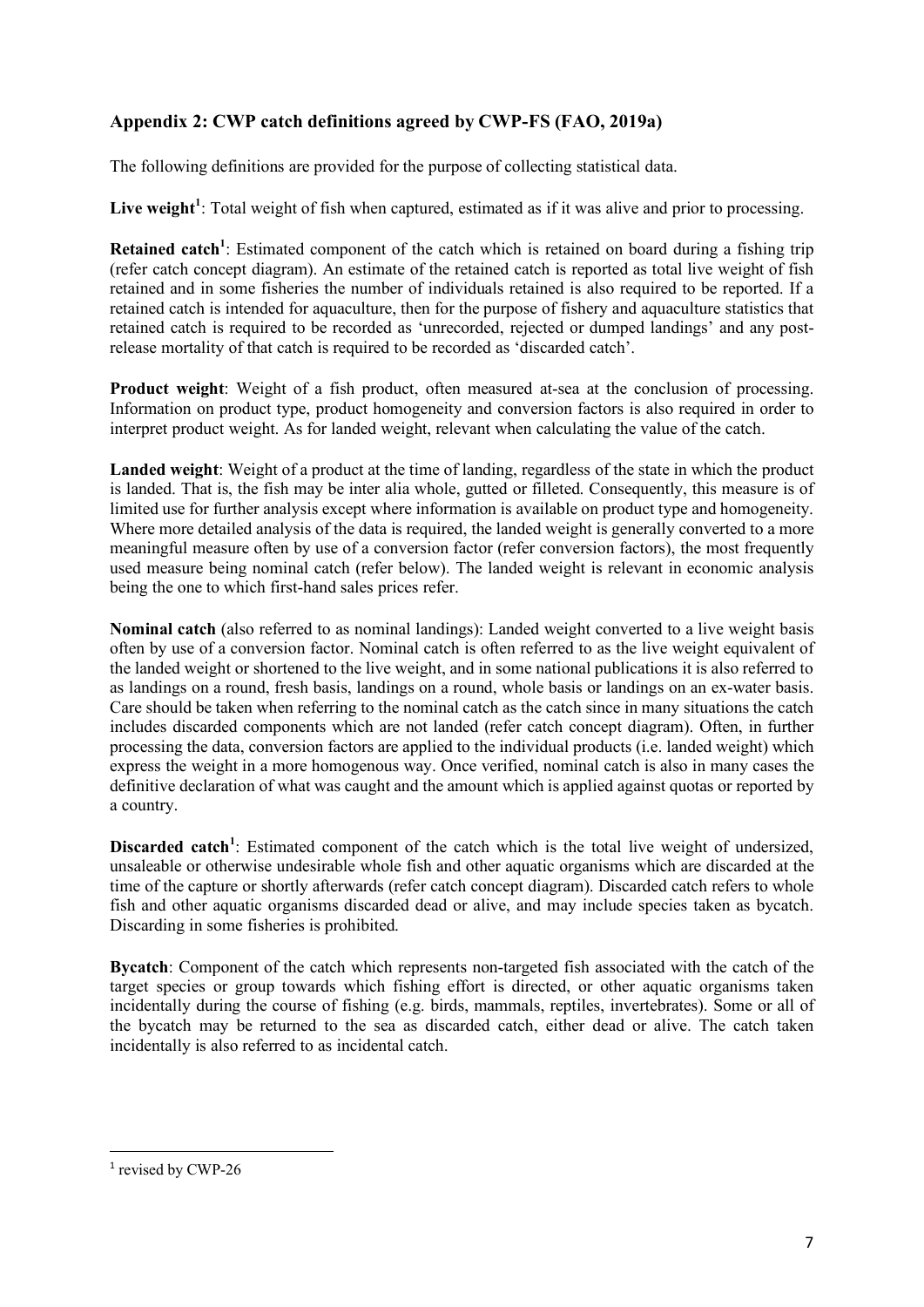## Appendix 2: CWP catch definitions agreed by CWP-FS (FAO, 2019a)

The following definitions are provided for the purpose of collecting statistical data.

**Live weight**[1]: Total weight of fish when captured, estimated as if it was alive and prior to processing.

**Retained catch**[1]: Estimated component of the catch which is retained on board during a fishing trip (refer catch concept diagram). An estimate of the retained catch is reported as total live weight of fish retained and in some fisheries the number of individuals retained is also required to be reported. If a retained catch is intended for aquaculture, then for the purpose of fishery and aquaculture statistics that retained catch is required to be recorded as 'unrecorded, rejected or dumped landings' and any post-release mortality of that catch is required to be recorded as 'discarded catch'.

**Product weight**: Weight of a fish product, often measured at-sea at the conclusion of processing. Information on product type, product homogeneity and conversion factors is also required in order to interpret product weight. As for landed weight, relevant when calculating the value of the catch.

**Landed weight**: Weight of a product at the time of landing, regardless of the state in which the product is landed. That is, the fish may be inter alia whole, gutted or filleted. Consequently, this measure is of limited use for further analysis except where information is available on product type and homogeneity. Where more detailed analysis of the data is required, the landed weight is generally converted to a more meaningful measure often by use of a conversion factor (refer conversion factors), the most frequently used measure being nominal catch (refer below). The landed weight is relevant in economic analysis being the one to which first-hand sales prices refer.

**Nominal catch** (also referred to as nominal landings): Landed weight converted to a live weight basis often by use of a conversion factor. Nominal catch is often referred to as the live weight equivalent of the landed weight or shortened to the live weight, and in some national publications it is also referred to as landings on a round, fresh basis, landings on a round, whole basis or landings on an ex-water basis. Care should be taken when referring to the nominal catch as the catch since in many situations the catch includes discarded components which are not landed (refer catch concept diagram). Often, in further processing the data, conversion factors are applied to the individual products (i.e. landed weight) which express the weight in a more homogenous way. Once verified, nominal catch is also in many cases the definitive declaration of what was caught and the amount which is applied against quotas or reported by a country.

**Discarded catch**[1]: Estimated component of the catch which is the total live weight of undersized, unsaleable or otherwise undesirable whole fish and other aquatic organisms which are discarded at the time of the capture or shortly afterwards (refer catch concept diagram). Discarded catch refers to whole fish and other aquatic organisms discarded dead or alive, and may include species taken as bycatch. Discarding in some fisheries is prohibited.

**Bycatch**: Component of the catch which represents non-targeted fish associated with the catch of the target species or group towards which fishing effort is directed, or other aquatic organisms taken incidentally during the course of fishing (e.g. birds, mammals, reptiles, invertebrates). Some or all of the bycatch may be returned to the sea as discarded catch, either dead or alive. The catch taken incidentally is also referred to as incidental catch.

---

[1] revised by CWP-26